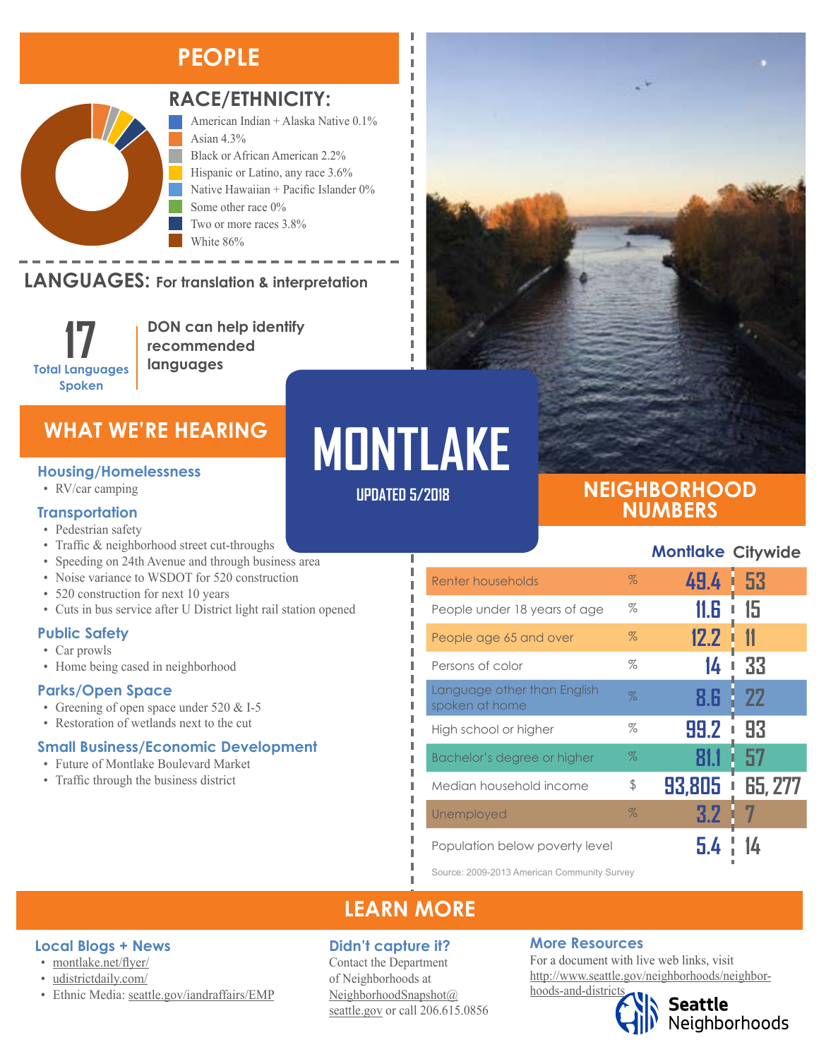# MONTLAKE

UPDATED 5/2018

## PEOPLE

### RACE/ETHNICITY:

- American Indian + Alaska Native 0.1%
- Asian 4.3%
- Black or African American 2.2%
- Hispanic or Latino, any race 3.6%
- Native Hawaiian + Pacific Islander 0%
- Some other race 0%
- Two or more races 3.8%
- White 86%

### LANGUAGES: For translation & interpretation

**17** Total Languages Spoken

**DON can help identify recommended languages**

## WHAT WE'RE HEARING

### Housing/Homelessness

- RV/car camping

### Transportation

- Pedestrian safety
- Traffic & neighborhood street cut-throughs
- Speeding on 24th Avenue and through business area
- Noise variance to WSDOT for 520 construction
- 520 construction for next 10 years
- Cuts in bus service after U District light rail station opened

### Public Safety

- Car prowls
- Home being cased in neighborhood

### Parks/Open Space

- Greening of open space under 520 & I-5
- Restoration of wetlands next to the cut

### Small Business/Economic Development

- Future of Montlake Boulevard Market
- Traffic through the business district

## NEIGHBORHOOD NUMBERS

| | | Montlake | Citywide |
|---|---|---|---|
| Renter households | % | 49.4 | 53 |
| People under 18 years of age | % | 11.6 | 15 |
| People age 65 and over | % | 12.2 | 11 |
| Persons of color | % | 14 | 33 |
| Language other than English spoken at home | % | 8.6 | 22 |
| High school or higher | % | 99.2 | 93 |
| Bachelor's degree or higher | % | 81.1 | 57 |
| Median household income | $ | 93,805 | 65, 277 |
| Unemployed | % | 3.2 | 7 |
| Population below poverty level | | 5.4 | 14 |

Source: 2009-2013 American Community Survey

## LEARN MORE

### Local Blogs + News

- montlake.net/flyer/
- udistrictdaily.com/
- Ethnic Media: seattle.gov/iandraffairs/EMP

### Didn't capture it?

Contact the Department of Neighborhoods at NeighborhoodSnapshot@seattle.gov or call 206.615.0856

### More Resources

For a document with live web links, visit http://www.seattle.gov/neighborhoods/neighborhoods-and-districts

Seattle Neighborhoods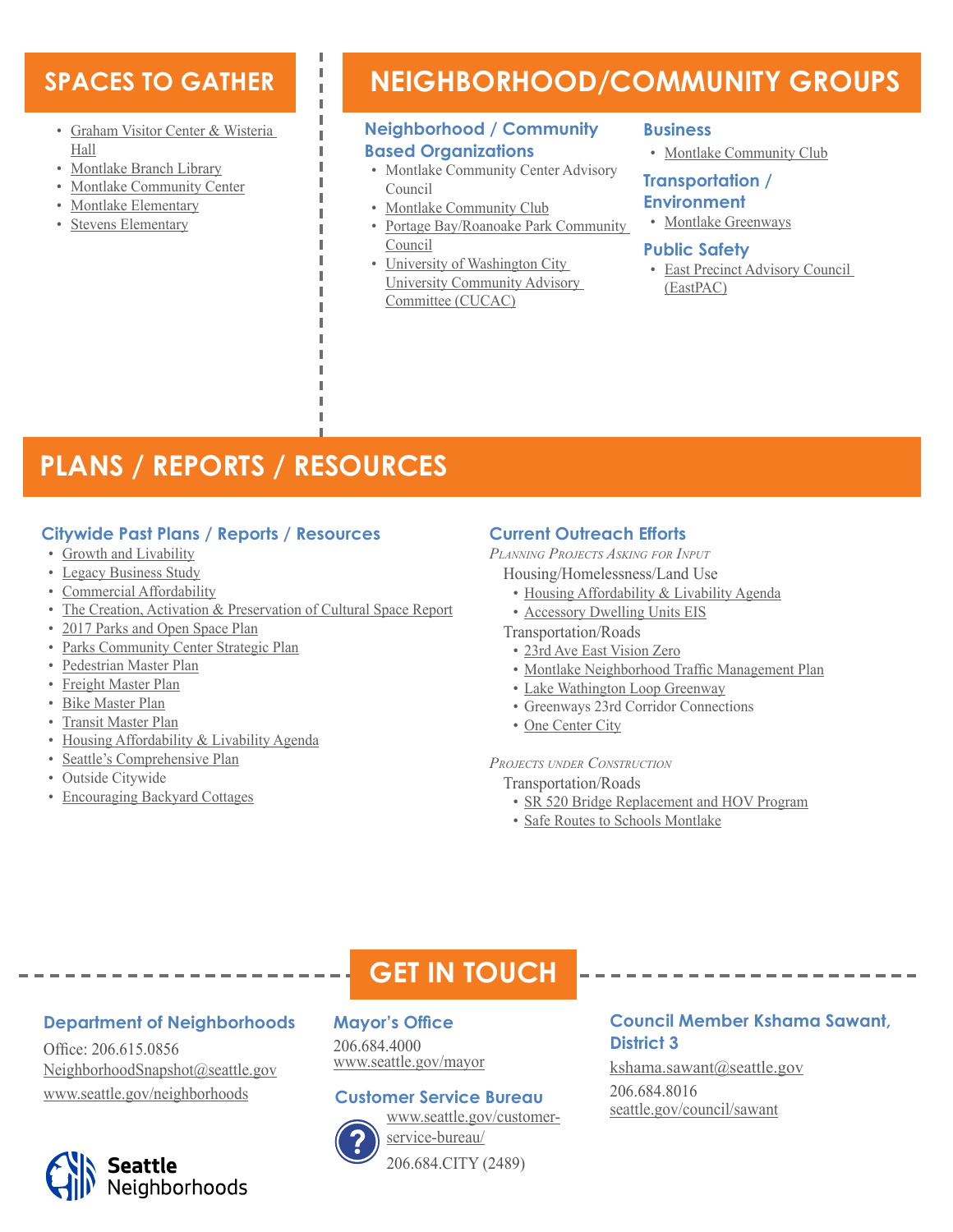## SPACES TO GATHER

- Graham Visitor Center & Wisteria Hall
- Montlake Branch Library
- Montlake Community Center
- Montlake Elementary
- Stevens Elementary

## NEIGHBORHOOD/COMMUNITY GROUPS

### Neighborhood / Community Based Organizations

- Montlake Community Center Advisory Council
- Montlake Community Club
- Portage Bay/Roanoake Park Community Council
- University of Washington City University Community Advisory Committee (CUCAC)

### Business

- Montlake Community Club

### Transportation / Environment

- Montlake Greenways

### Public Safety

- East Precinct Advisory Council (EastPAC)

## PLANS / REPORTS / RESOURCES

### Citywide Past Plans / Reports / Resources

- Growth and Livability
- Legacy Business Study
- Commercial Affordability
- The Creation, Activation & Preservation of Cultural Space Report
- 2017 Parks and Open Space Plan
- Parks Community Center Strategic Plan
- Pedestrian Master Plan
- Freight Master Plan
- Bike Master Plan
- Transit Master Plan
- Housing Affordability & Livability Agenda
- Seattle's Comprehensive Plan
- Outside Citywide
- Encouraging Backyard Cottages

### Current Outreach Efforts

*Planning Projects Asking for Input*

Housing/Homelessness/Land Use

- Housing Affordability & Livability Agenda
- Accessory Dwelling Units EIS

Transportation/Roads

- 23rd Ave East Vision Zero
- Montlake Neighborhood Traffic Management Plan
- Lake Wathington Loop Greenway
- Greenways 23rd Corridor Connections
- One Center City

*Projects under Construction*

Transportation/Roads

- SR 520 Bridge Replacement and HOV Program
- Safe Routes to Schools Montlake

## GET IN TOUCH

### Department of Neighborhoods

Office: 206.615.0856
NeighborhoodSnapshot@seattle.gov
www.seattle.gov/neighborhoods

Seattle Neighborhoods

### Mayor's Office

206.684.4000
www.seattle.gov/mayor

### Customer Service Bureau

www.seattle.gov/customer-service-bureau/
206.684.CITY (2489)

### Council Member Kshama Sawant, District 3

kshama.sawant@seattle.gov
206.684.8016
seattle.gov/council/sawant